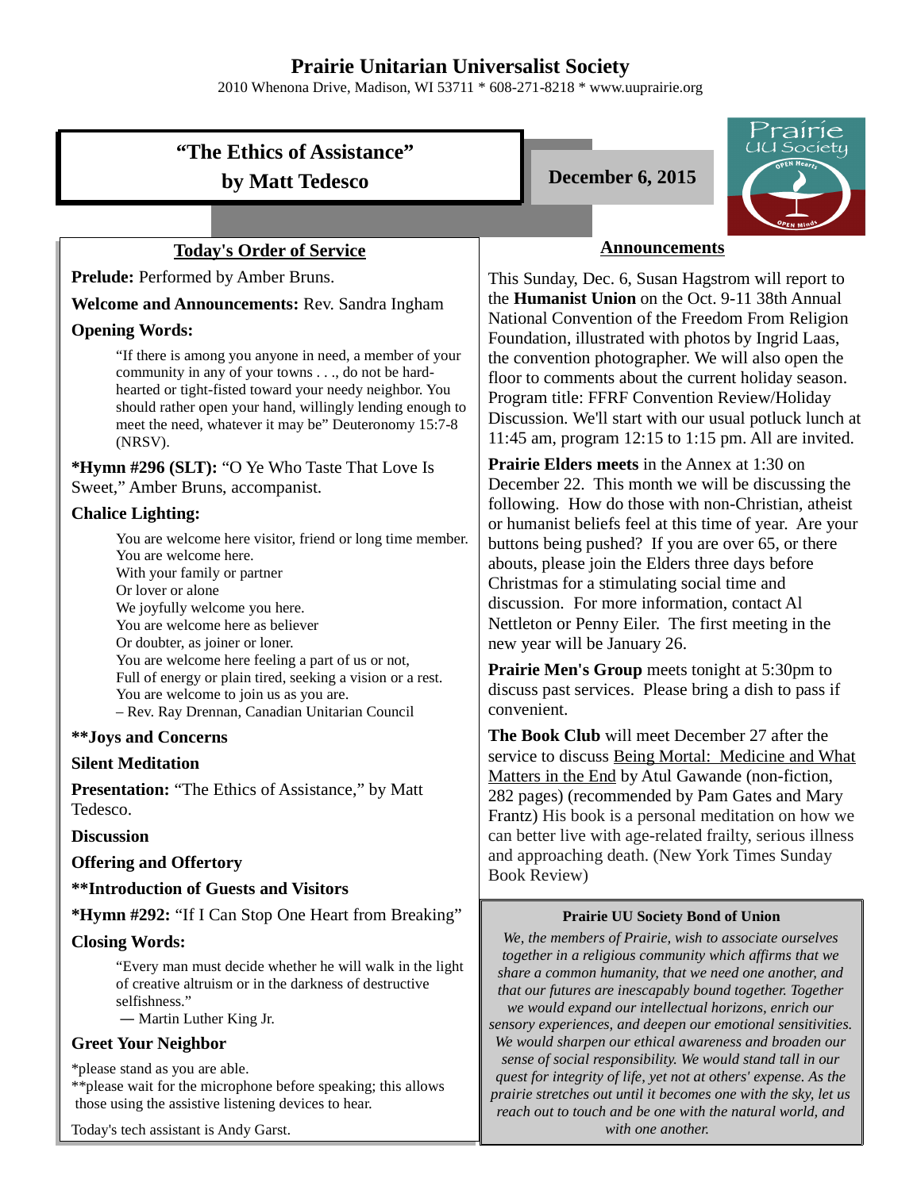# Prairie Unitarian Universalist Society

2010 Whenona Drive, Madison, WI 53711 * 608-271-8218 * www.uuprairie.org

## "The Ethics of Assistance" by Matt Tedesco

**December 6, 2015**

## Today's Order of Service

**Prelude:** Performed by Amber Bruns.

**Welcome and Announcements:** Rev. Sandra Ingham

**Opening Words:**

> "If there is among you anyone in need, a member of your community in any of your towns . . ., do not be hard-hearted or tight-fisted toward your needy neighbor. You should rather open your hand, willingly lending enough to meet the need, whatever it may be" Deuteronomy 15:7-8 (NRSV).

***Hymn #296 (SLT):** "O Ye Who Taste That Love Is Sweet," Amber Bruns, accompanist.

**Chalice Lighting:**

> You are welcome here visitor, friend or long time member.
> You are welcome here.
> With your family or partner
> Or lover or alone
> We joyfully welcome you here.
> You are welcome here as believer
> Or doubter, as joiner or loner.
> You are welcome here feeling a part of us or not,
> Full of energy or plain tired, seeking a vision or a rest.
> You are welcome to join us as you are.
> – Rev. Ray Drennan, Canadian Unitarian Council

****Joys and Concerns**

**Silent Meditation**

**Presentation:** "The Ethics of Assistance," by Matt Tedesco.

**Discussion**

**Offering and Offertory**

****Introduction of Guests and Visitors**

***Hymn #292:** "If I Can Stop One Heart from Breaking"

**Closing Words:**

> "Every man must decide whether he will walk in the light of creative altruism or in the darkness of destructive selfishness."
> — Martin Luther King Jr.

**Greet Your Neighbor**

*please stand as you are able.
**please wait for the microphone before speaking; this allows those using the assistive listening devices to hear.

Today's tech assistant is Andy Garst.

## Announcements

This Sunday, Dec. 6, Susan Hagstrom will report to the **Humanist Union** on the Oct. 9-11 38th Annual National Convention of the Freedom From Religion Foundation, illustrated with photos by Ingrid Laas, the convention photographer. We will also open the floor to comments about the current holiday season. Program title: FFRF Convention Review/Holiday Discussion. We'll start with our usual potluck lunch at 11:45 am, program 12:15 to 1:15 pm. All are invited.

**Prairie Elders meets** in the Annex at 1:30 on December 22. This month we will be discussing the following. How do those with non-Christian, atheist or humanist beliefs feel at this time of year. Are your buttons being pushed? If you are over 65, or there abouts, please join the Elders three days before Christmas for a stimulating social time and discussion. For more information, contact Al Nettleton or Penny Eiler. The first meeting in the new year will be January 26.

**Prairie Men's Group** meets tonight at 5:30pm to discuss past services. Please bring a dish to pass if convenient.

**The Book Club** will meet December 27 after the service to discuss Being Mortal: Medicine and What Matters in the End by Atul Gawande (non-fiction, 282 pages) (recommended by Pam Gates and Mary Frantz) His book is a personal meditation on how we can better live with age-related frailty, serious illness and approaching death. (New York Times Sunday Book Review)

### Prairie UU Society Bond of Union

*We, the members of Prairie, wish to associate ourselves together in a religious community which affirms that we share a common humanity, that we need one another, and that our futures are inescapably bound together. Together we would expand our intellectual horizons, enrich our sensory experiences, and deepen our emotional sensitivities. We would sharpen our ethical awareness and broaden our sense of social responsibility. We would stand tall in our quest for integrity of life, yet not at others' expense. As the prairie stretches out until it becomes one with the sky, let us reach out to touch and be one with the natural world, and with one another.*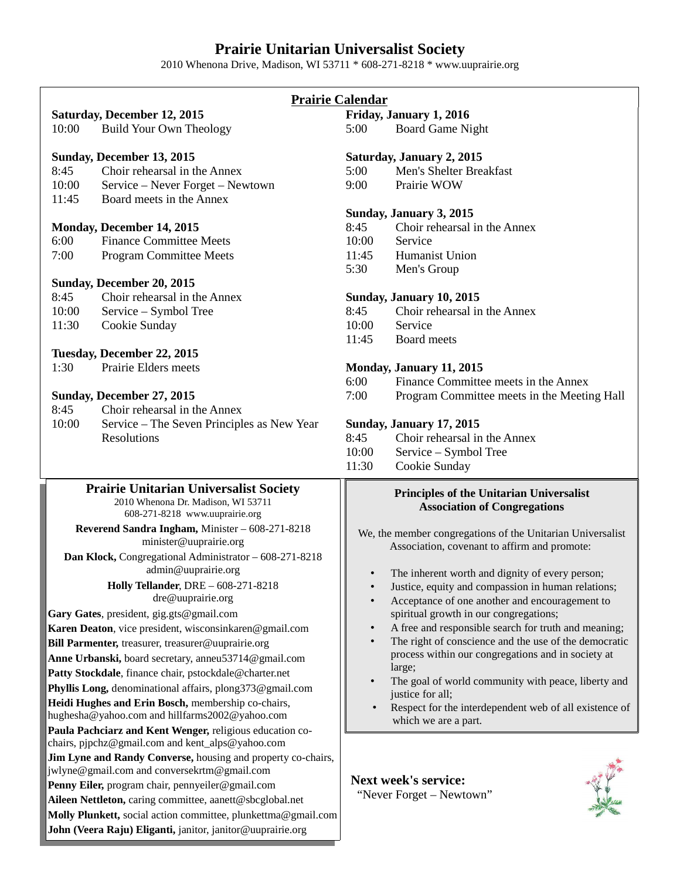# Prairie Unitarian Universalist Society

2010 Whenona Drive, Madison, WI 53711 * 608-271-8218 * www.uuprairie.org

## Prairie Calendar

**Saturday, December 12, 2015**

10:00 Build Your Own Theology

**Sunday, December 13, 2015**

8:45 Choir rehearsal in the Annex
10:00 Service – Never Forget – Newtown
11:45 Board meets in the Annex

**Monday, December 14, 2015**

6:00 Finance Committee Meets
7:00 Program Committee Meets

**Sunday, December 20, 2015**

8:45 Choir rehearsal in the Annex
10:00 Service – Symbol Tree
11:30 Cookie Sunday

**Tuesday, December 22, 2015**

1:30 Prairie Elders meets

**Sunday, December 27, 2015**

8:45 Choir rehearsal in the Annex
10:00 Service – The Seven Principles as New Year Resolutions

**Friday, January 1, 2016**

5:00 Board Game Night

**Saturday, January 2, 2015**

5:00 Men's Shelter Breakfast
9:00 Prairie WOW

**Sunday, January 3, 2015**

8:45 Choir rehearsal in the Annex
10:00 Service
11:45 Humanist Union
5:30 Men's Group

**Sunday, January 10, 2015**

8:45 Choir rehearsal in the Annex
10:00 Service
11:45 Board meets

**Monday, January 11, 2015**

6:00 Finance Committee meets in the Annex
7:00 Program Committee meets in the Meeting Hall

**Sunday, January 17, 2015**

8:45 Choir rehearsal in the Annex
10:00 Service – Symbol Tree
11:30 Cookie Sunday

## Prairie Unitarian Universalist Society

2010 Whenona Dr. Madison, WI 53711
608-271-8218 www.uuprairie.org

**Reverend Sandra Ingham,** Minister – 608-271-8218
minister@uuprairie.org

**Dan Klock,** Congregational Administrator – 608-271-8218
admin@uuprairie.org

**Holly Tellander**, DRE – 608-271-8218
dre@uuprairie.org

**Gary Gates**, president, gig.gts@gmail.com
**Karen Deaton**, vice president, wisconsinkaren@gmail.com
**Bill Parmenter,** treasurer, treasurer@uuprairie.org
**Anne Urbanski,** board secretary, anneu53714@gmail.com
**Patty Stockdale**, finance chair, pstockdale@charter.net
**Phyllis Long,** denominational affairs, plong373@gmail.com
**Heidi Hughes and Erin Bosch,** membership co-chairs, hughesha@yahoo.com and hillfarms2002@yahoo.com
**Paula Pachciarz and Kent Wenger,** religious education co-chairs, pjpchz@gmail.com and kent_alps@yahoo.com
**Jim Lyne and Randy Converse,** housing and property co-chairs, jwlyne@gmail.com and conversekrtm@gmail.com
**Penny Eiler,** program chair, pennyeiler@gmail.com
**Aileen Nettleton,** caring committee, aanett@sbcglobal.net
**Molly Plunkett,** social action committee, plunkettma@gmail.com
**John (Veera Raju) Eliganti,** janitor, janitor@uuprairie.org

### Principles of the Unitarian Universalist Association of Congregations

We, the member congregations of the Unitarian Universalist Association, covenant to affirm and promote:

- The inherent worth and dignity of every person;
- Justice, equity and compassion in human relations;
- Acceptance of one another and encouragement to spiritual growth in our congregations;
- A free and responsible search for truth and meaning;
- The right of conscience and the use of the democratic process within our congregations and in society at large;
- The goal of world community with peace, liberty and justice for all;
- Respect for the interdependent web of all existence of which we are a part.

**Next week's service:**
"Never Forget – Newtown"